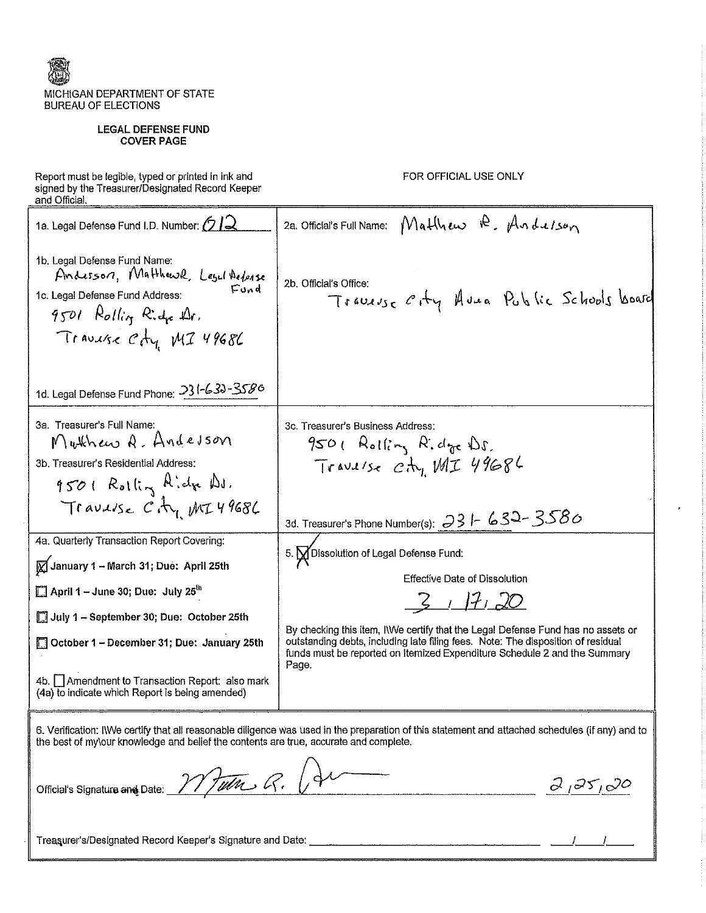MICHIGAN DEPARTMENT OF STATE
BUREAU OF ELECTIONS

**LEGAL DEFENSE FUND COVER PAGE**

Report must be legible, typed or printed in ink and signed by the Treasurer/Designated Record Keeper and Official.

FOR OFFICIAL USE ONLY

1a. Legal Defense Fund I.D. Number: 012

1b. Legal Defense Fund Name: Anderson, Matthew, Legal Defense Fund

1c. Legal Defense Fund Address: 9501 Rolling Ridge Dr. Traverse City, MI 49686

1d. Legal Defense Fund Phone: 231-632-3580

2a. Official's Full Name: Matthew R. Anderson

2b. Official's Office: Traverse City Area Public Schools board

3a. Treasurer's Full Name: Matthew R. Anderson

3b. Treasurer's Residential Address: 9501 Rolling Ridge Dr. Traverse City, MI 49686

3c. Treasurer's Business Address: 9501 Rolling Ridge Dr. Traverse City, MI 49686

3d. Treasurer's Phone Number(s): 231-632-3580

4a. Quarterly Transaction Report Covering:

- [x] January 1 – March 31; Due: April 25th
- [ ] April 1 – June 30; Due: July 25th
- [ ] July 1 – September 30; Due: October 25th
- [ ] October 1 – December 31; Due: January 25th

4b. [ ] Amendment to Transaction Report: also mark (4a) to indicate which Report is being amended)

5. [x] Dissolution of Legal Defense Fund:

Effective Date of Dissolution 3 / 17 / 20

By checking this item, I\We certify that the Legal Defense Fund has no assets or outstanding debts, including late filing fees. Note: The disposition of residual funds must be reported on Itemized Expenditure Schedule 2 and the Summary Page.

6. Verification: I\We certify that all reasonable diligence was used in the preparation of this statement and attached schedules (if any) and to the best of my\our knowledge and belief the contents are true, accurate and complete.

Official's Signature and Date: Matthew R. Anderson 2/25/20

Treasurer's/Designated Record Keeper's Signature and Date: ______ ___/___/___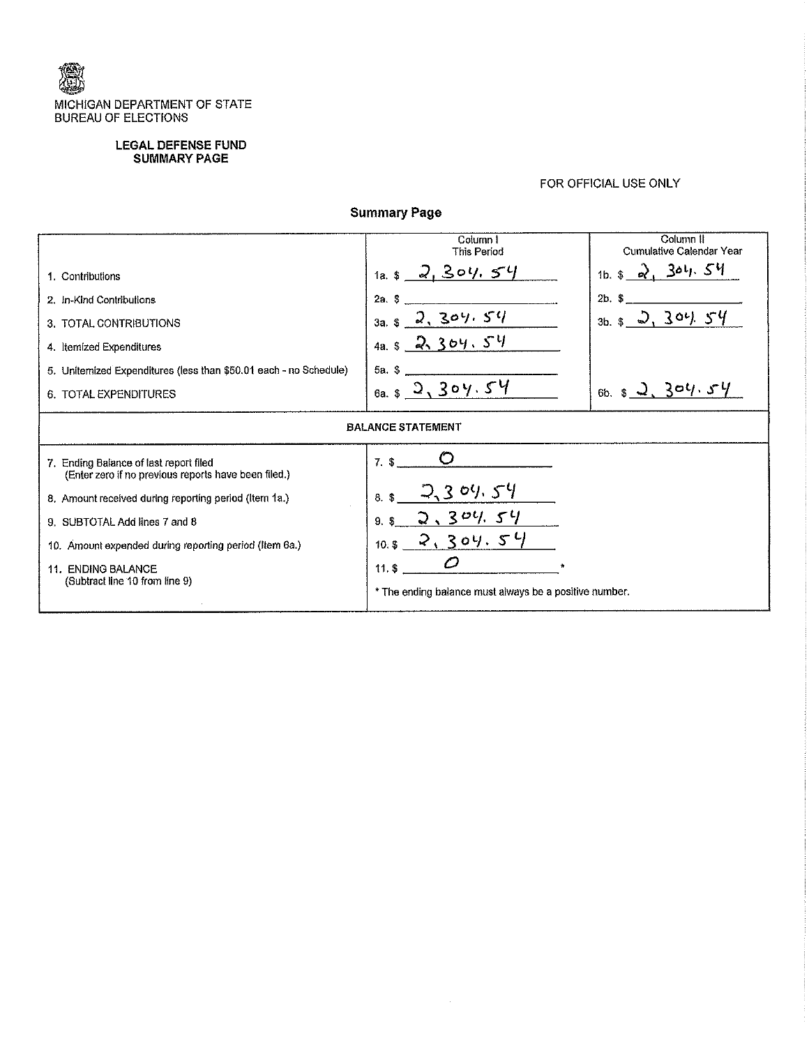MICHIGAN DEPARTMENT OF STATE
BUREAU OF ELECTIONS

**LEGAL DEFENSE FUND**
**SUMMARY PAGE**

FOR OFFICIAL USE ONLY

## Summary Page

| | Column I This Period | Column II Cumulative Calendar Year |
|---|---|---|
| 1. Contributions | 1a. $ 2,304.54 | 1b. $ 2,304.54 |
| 2. In-Kind Contributions | 2a. $ | 2b. $ |
| 3. TOTAL CONTRIBUTIONS | 3a. $ 2,304.54 | 3b. $ 2,304.54 |
| 4. Itemized Expenditures | 4a. $ 2,304.54 | |
| 5. Unitemized Expenditures (less than $50.01 each - no Schedule) | 5a. $ | |
| 6. TOTAL EXPENDITURES | 6a. $ 2,304.54 | 6b. $ 2,304.54 |

**BALANCE STATEMENT**

| | |
|---|---|
| 7. Ending Balance of last report filed (Enter zero if no previous reports have been filed.) | 7. $ 0 |
| 8. Amount received during reporting period (Item 1a.) | 8. $ 2,304.54 |
| 9. SUBTOTAL Add lines 7 and 8 | 9. $ 2,304.54 |
| 10. Amount expended during reporting period (Item 6a.) | 10. $ 2,304.54 |
| 11. ENDING BALANCE (Subtract line 10 from line 9) | 11. $ 0 * |

* The ending balance must always be a positive number.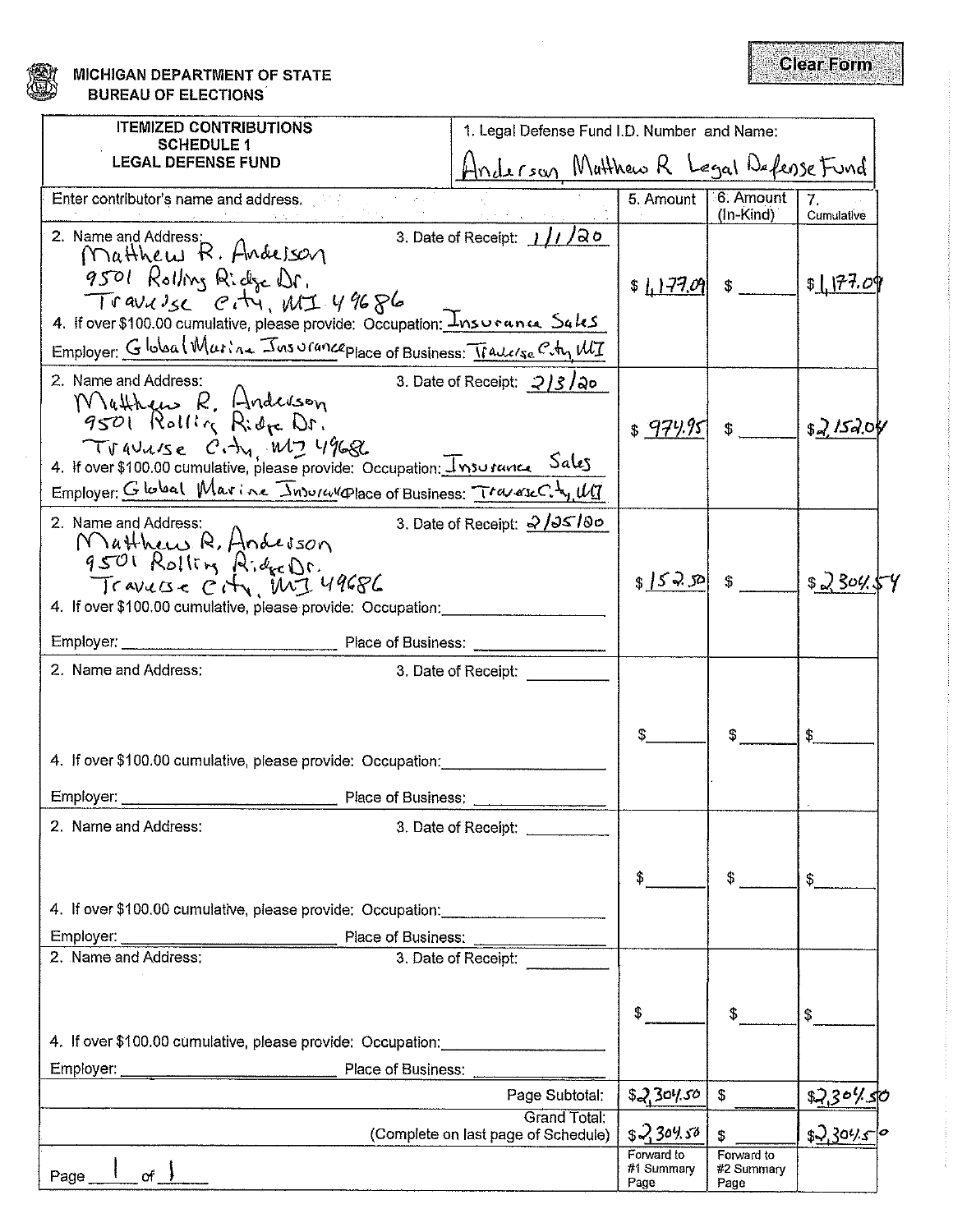MICHIGAN DEPARTMENT OF STATE
BUREAU OF ELECTIONS

Clear Form

| ITEMIZED CONTRIBUTIONS SCHEDULE 1 LEGAL DEFENSE FUND | 1. Legal Defense Fund I.D. Number and Name: Anderson, Matthew R Legal Defense Fund | | |
|---|---|---|---|
| **Enter contributor's name and address.** | **5. Amount** | **6. Amount (In-Kind)** | **7. Cumulative** |
| 2. Name and Address: Matthew R. Anderson, 9501 Rolling Ridge Dr., Traverse City, MI 49686 — 3. Date of Receipt: 1/1/20 — 4. If over $100.00 cumulative, please provide: Occupation: Insurance Sales — Employer: Global Marine Insurance — Place of Business: Traverse City, MI | $1,177.09 | $ | $1,177.09 |
| 2. Name and Address: Matthew R. Anderson, 9501 Rolling Ridge Dr., Traverse City, MI 49686 — 3. Date of Receipt: 2/3/20 — 4. If over $100.00 cumulative, please provide: Occupation: Insurance Sales — Employer: Global Marine Insurance — Place of Business: Traverse City, MI | $974.95 | $ | $2,152.04 |
| 2. Name and Address: Matthew R. Anderson, 9501 Rolling Ridge Dr., Traverse City, MI 49686 — 3. Date of Receipt: 2/25/20 — 4. If over $100.00 cumulative, please provide: Occupation: — Employer: — Place of Business: | $152.50 | $ | $2,304.54 |
| 2. Name and Address: — 3. Date of Receipt: — 4. If over $100.00 cumulative, please provide: Occupation: — Employer: — Place of Business: | $ | $ | $ |
| 2. Name and Address: — 3. Date of Receipt: — 4. If over $100.00 cumulative, please provide: Occupation: — Employer: — Place of Business: | $ | $ | $ |
| 2. Name and Address: — 3. Date of Receipt: — 4. If over $100.00 cumulative, please provide: Occupation: — Employer: — Place of Business: | $ | $ | $ |
| Page Subtotal: | $2,304.50 | $ | $2,304.50 |
| Grand Total: (Complete on last page of Schedule) | $2,304.50 | $ | $2,304.50 |
| Page 1 of 1 | Forward to #1 Summary Page | Forward to #2 Summary Page | |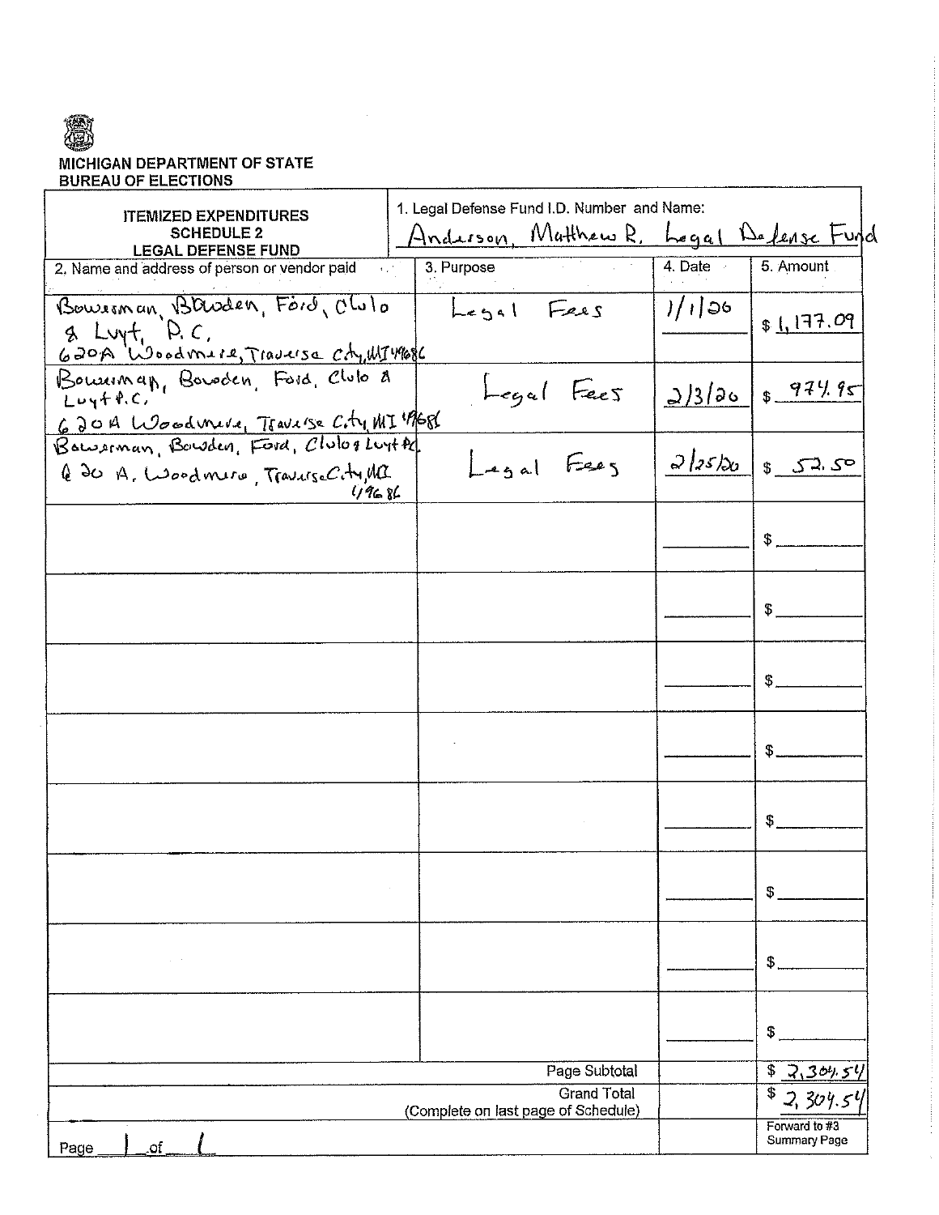MICHIGAN DEPARTMENT OF STATE
BUREAU OF ELECTIONS

| ITEMIZED EXPENDITURES SCHEDULE 2 LEGAL DEFENSE FUND | 1. Legal Defense Fund I.D. Number and Name: Anderson, Matthew R. Legal Defense Fund | | |
|---|---|---|---|
| 2. Name and address of person or vendor paid | 3. Purpose | 4. Date | 5. Amount |
| Bowerman, Bowden, Ford, Clulo & Luyt, P.C, 620A Woodmere, Traverse City, MI 49686 | Legal Fees | 1/1/20 | $ 1,177.09 |
| Bowerman, Bowden, Ford, Clulo & Luyt P.C, 620A Woodmere, Traverse City, MI 49686 | Legal Fees | 2/3/20 | $ 974.95 |
| Bowerman, Bowden, Ford, Clulo & Luyt PC, 620 A. Woodmere, Traverse City, MI 49686 | Legal Fees | 2/25/20 | $ 52.50 |
| | | | $ |
| | | | $ |
| | | | $ |
| | | | $ |
| | | | $ |
| | | | $ |
| | | | $ |
| | | | $ |
| | Page Subtotal | | $ 2,304.54 |
| | Grand Total (Complete on last page of Schedule) | | $ 2,304.54 |
| Page 1 of 1 | | | Forward to #3 Summary Page |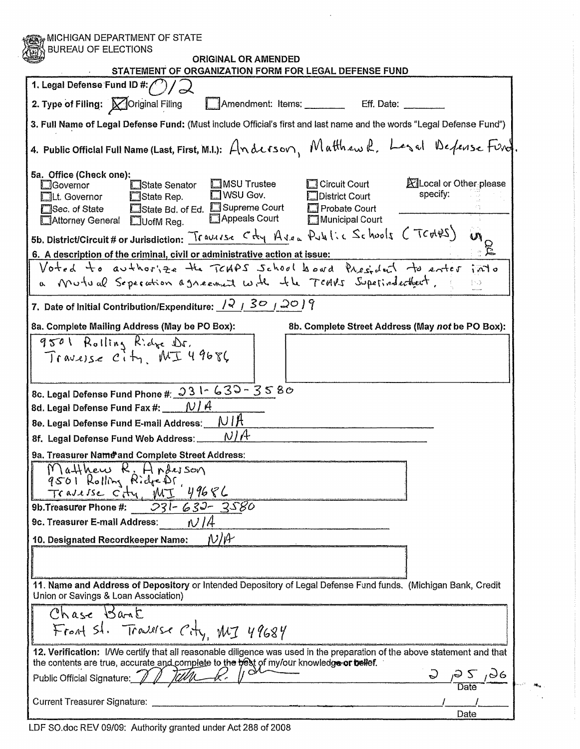MICHIGAN DEPARTMENT OF STATE
BUREAU OF ELECTIONS

# ORIGINAL OR AMENDED STATEMENT OF ORGANIZATION FORM FOR LEGAL DEFENSE FUND

**1. Legal Defense Fund ID #:** 012

**2. Type of Filing:** [X] Original Filing [ ] Amendment: Items: ________ Eff. Date: ________

**3. Full Name of Legal Defense Fund:** (Must include Official's first and last name and the words "Legal Defense Fund")

**4. Public Official Full Name (Last, First, M.I.):** Anderson, Matthew R. Legal Defense Fund.

**5a. Office (Check one):**

- [ ] Governor
- [ ] Lt. Governor
- [ ] Sec. of State
- [ ] Attorney General
- [ ] State Senator
- [ ] State Rep.
- [ ] State Bd. of Ed.
- [ ] UofM Reg.
- [ ] MSU Trustee
- [ ] WSU Gov.
- [ ] Supreme Court
- [ ] Appeals Court
- [ ] Circuit Court
- [ ] District Court
- [ ] Probate Court
- [ ] Municipal Court
- [X] Local or Other please specify:

**5b. District/Circuit # or Jurisdiction:** Traverse City Area Public Schools (TCAPS)

**6. A description of the criminal, civil or administrative action at issue:**

Voted to authorize the TCAPS School board President to enter into a Mutual Seperation agreement with the TCAPS Superindentent.

**7. Date of Initial Contribution/Expenditure:** 12 / 30 / 2019

**8a. Complete Mailing Address (May be PO Box):**
9501 Rolling Ridge Dr.
Traverse City, MI 49686

**8b. Complete Street Address (May *not* be PO Box):**

**8c. Legal Defense Fund Phone #:** 231-632-3580

**8d. Legal Defense Fund Fax #:** N/A

**8e. Legal Defense Fund E-mail Address:** N/A

**8f. Legal Defense Fund Web Address:** N/A

**9a. Treasurer Name and Complete Street Address:**
Matthew R. Anderson
9501 Rolling Ridge Dr.
Traverse City, MI 49686

**9b. Treasurer Phone #:** 231-632-3580

**9c. Treasurer E-mail Address:** N/A

**10. Designated Recordkeeper Name:** N/A

**11. Name and Address of Depository** or Intended Depository of Legal Defense Fund funds. (Michigan Bank, Credit Union or Savings & Loan Association)

Chase Bank
Front St. Traverse City, MI 49684

**12. Verification:** I/We certify that all reasonable diligence was used in the preparation of the above statement and that the contents are true, accurate and complete to the best of my/our knowledge or belief.

Public Official Signature: [signature] Date: 2 / 25 / 26

Current Treasurer Signature: ______________________ Date: ___ / ___ / ___

LDF SO.doc REV 09/09: Authority granted under Act 288 of 2008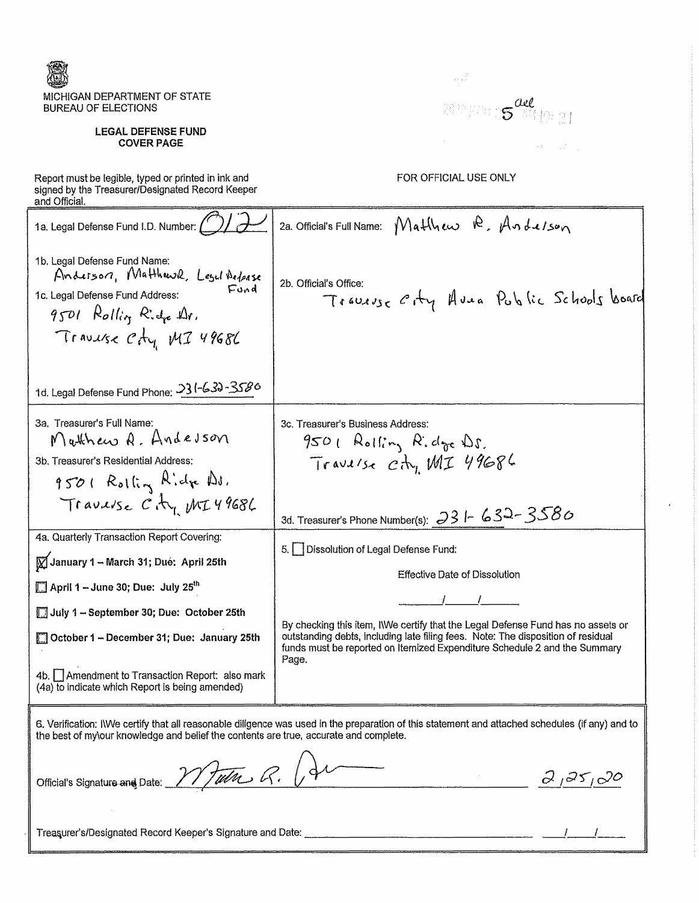MICHIGAN DEPARTMENT OF STATE
BUREAU OF ELECTIONS

**LEGAL DEFENSE FUND COVER PAGE**

Report must be legible, typed or printed in ink and signed by the Treasurer/Designated Record Keeper and Official.

FOR OFFICIAL USE ONLY

| | |
|---|---|
| 1a. Legal Defense Fund I.D. Number: 012 | 2a. Official's Full Name: Matthew R. Anderson |
| 1b. Legal Defense Fund Name: Anderson, Matthew R. Legal Defense Fund<br>1c. Legal Defense Fund Address: 9501 Rolling Ridge Dr. Traverse City, MI 49686<br>1d. Legal Defense Fund Phone: 231-632-3580 | 2b. Official's Office: Traverse City Area Public Schools board |
| 3a. Treasurer's Full Name: Matthew R. Anderson<br>3b. Treasurer's Residential Address: 9501 Rolling Ridge Dr. Traverse City, MI 49686 | 3c. Treasurer's Business Address: 9501 Rolling Ridge Dr. Traverse City, MI 49686<br>3d. Treasurer's Phone Number(s): 231-632-3580 |
| 4a. Quarterly Transaction Report Covering:<br>☒ January 1 – March 31; Due: April 25th<br>☐ April 1 – June 30; Due: July 25th<br>☐ July 1 – September 30; Due: October 25th<br>☐ October 1 – December 31; Due: January 25th<br>4b. ☐ Amendment to Transaction Report: also mark (4a) to indicate which Report is being amended) | 5. ☐ Dissolution of Legal Defense Fund:<br>Effective Date of Dissolution<br>____/____/____<br>By checking this item, I\We certify that the Legal Defense Fund has no assets or outstanding debts, including late filing fees. Note: The disposition of residual funds must be reported on Itemized Expenditure Schedule 2 and the Summary Page. |

6. Verification: I\We certify that all reasonable diligence was used in the preparation of this statement and attached schedules (if any) and to the best of my\our knowledge and belief the contents are true, accurate and complete.

Official's Signature and Date: Matthew R. Anderson 2/25/20

Treasurer's/Designated Record Keeper's Signature and Date: ____________ ___/___/___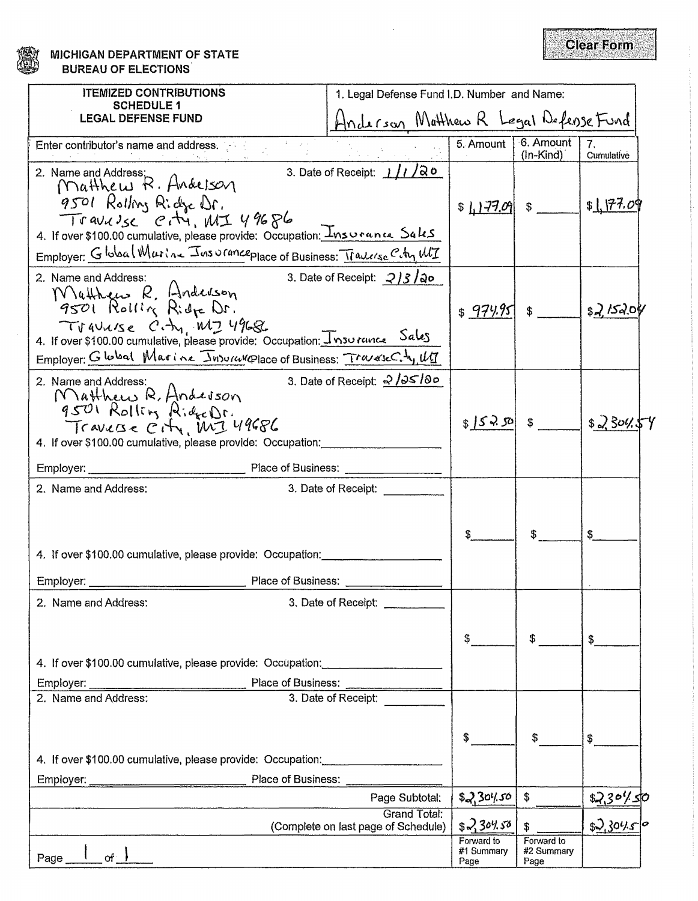**MICHIGAN DEPARTMENT OF STATE**
**BUREAU OF ELECTIONS**

Clear Form

| ITEMIZED CONTRIBUTIONS SCHEDULE 1 LEGAL DEFENSE FUND | 1. Legal Defense Fund I.D. Number and Name: Anderson, Matthew R Legal Defense Fund | | |
|---|---|---|---|
| Enter contributor's name and address. | 5. Amount | 6. Amount (In-Kind) | 7. Cumulative |
| 2. Name and Address: Matthew R. Anderson, 9501 Rolling Ridge Dr., Traverse City, MI 49686 3. Date of Receipt: 1/1/20 4. If over $100.00 cumulative, please provide: Occupation: Insurance Sales Employer: Global Marine Insurance Place of Business: Traverse City, MI | $ 1,177.09 | $ | $ 1,177.09 |
| 2. Name and Address: Matthew R. Anderson, 9501 Rolling Ridge Dr., Traverse City, MI 49686 3. Date of Receipt: 2/3/20 4. If over $100.00 cumulative, please provide: Occupation: Insurance Sales Employer: Global Marine Insurance Place of Business: Traverse City, MI | $ 974.95 | $ | $ 2,152.04 |
| 2. Name and Address: Matthew R. Anderson, 9501 Rolling Ridge Dr., Traverse City, MI 49686 3. Date of Receipt: 2/25/20 4. If over $100.00 cumulative, please provide: Occupation: Employer: Place of Business: | $ 152.50 | $ | $ 2,304.54 |
| 2. Name and Address: 3. Date of Receipt: 4. If over $100.00 cumulative, please provide: Occupation: Employer: Place of Business: | $ | $ | $ |
| 2. Name and Address: 3. Date of Receipt: 4. If over $100.00 cumulative, please provide: Occupation: Employer: Place of Business: | $ | $ | $ |
| 2. Name and Address: 3. Date of Receipt: 4. If over $100.00 cumulative, please provide: Occupation: Employer: Place of Business: | $ | $ | $ |
| Page Subtotal: | $ 2,304.50 | $ | $ 2,304.50 |
| Grand Total: (Complete on last page of Schedule) | $ 2,304.50 | $ | $ 2,304.50 |
| Page 1 of 1 | Forward to #1 Summary Page | Forward to #2 Summary Page | |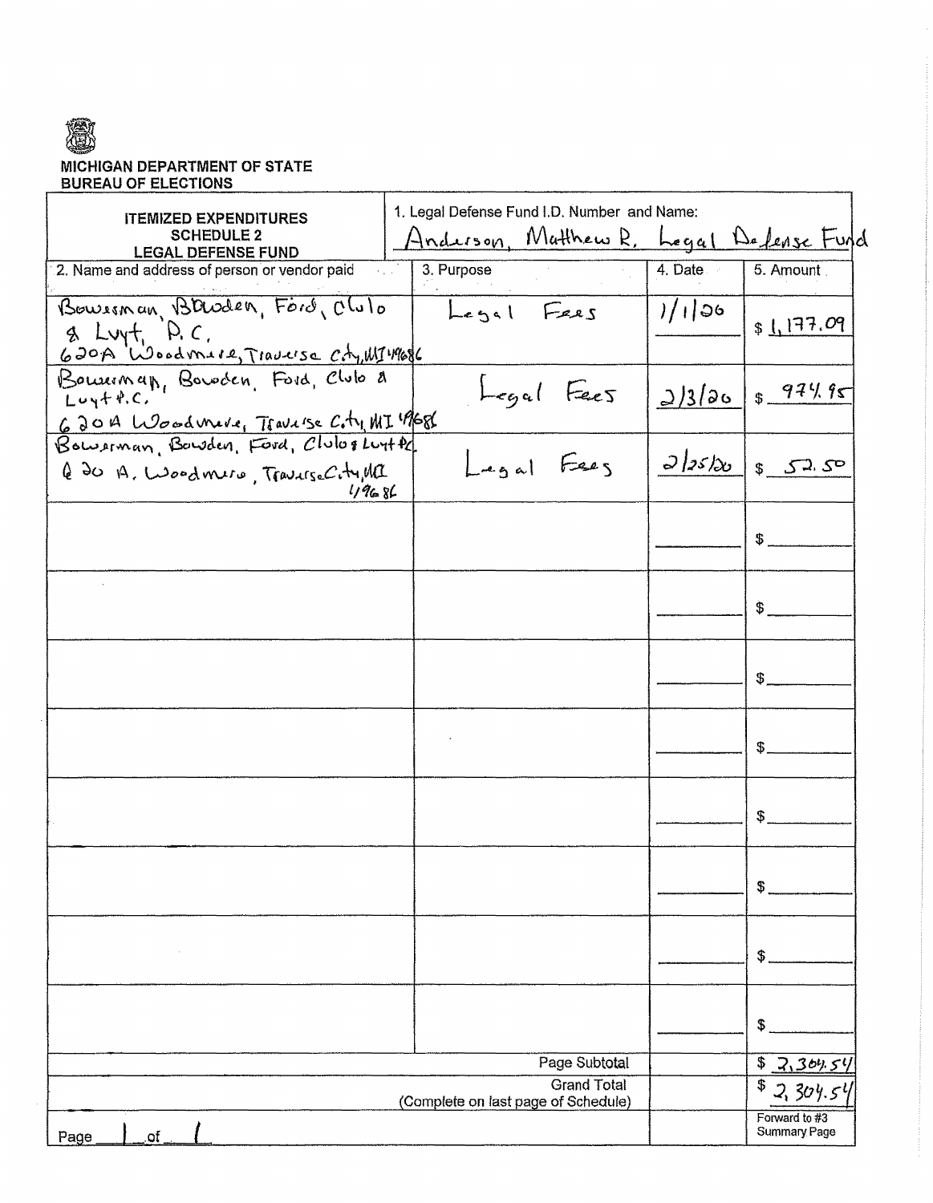**MICHIGAN DEPARTMENT OF STATE**
**BUREAU OF ELECTIONS**

| ITEMIZED EXPENDITURES SCHEDULE 2 LEGAL DEFENSE FUND | 1. Legal Defense Fund I.D. Number and Name: Anderson, Matthew R. Legal Defense Fund | | |
|---|---|---|---|
| 2. Name and address of person or vendor paid | 3. Purpose | 4. Date | 5. Amount |
| Bowerman, Bowden, Ford, Clulo & Luyt, P.C. 620A Woodmere, Traverse City, MI 49686 | Legal Fees | 1/1/20 | $ 1,177.09 |
| Bowerman, Bowden, Ford, Clulo & Luyt P.C. 620A Woodmere, Traverse City, MI 49686 | Legal Fees | 2/3/20 | $ 974.95 |
| Bowerman, Bowden, Ford, Clulo & Luyt PC 620 A. Woodmere, Traverse City, MI 49686 | Legal Fees | 2/25/20 | $ 52.50 |
| | | | $ |
| | | | $ |
| | | | $ |
| | | | $ |
| | | | $ |
| | | | $ |
| | | | $ |
| | | | $ |
| | Page Subtotal | | $ 2,304.54 |
| | Grand Total (Complete on last page of Schedule) | | $ 2,304.54 |
| Page 1 of 1 | | | Forward to #3 Summary Page |